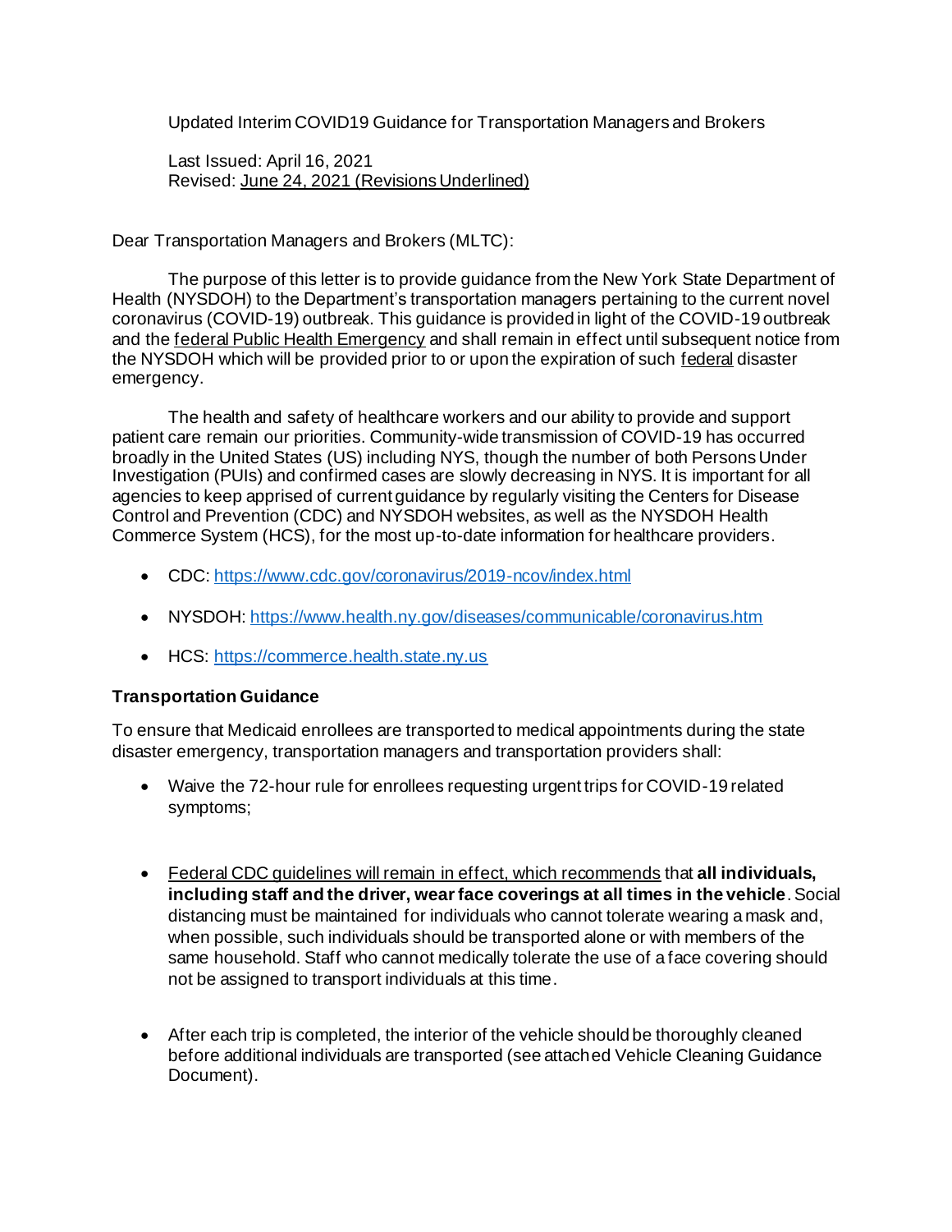Updated Interim COVID19 Guidance for Transportation Managers and Brokers

Last Issued: April 16, 2021
Revised: <u>June 24, 2021 (Revisions Underlined)</u>

Dear Transportation Managers and Brokers (MLTC):

The purpose of this letter is to provide guidance from the New York State Department of Health (NYSDOH) to the Department's transportation managers pertaining to the current novel coronavirus (COVID-19) outbreak. This guidance is provided in light of the COVID-19 outbreak and the <u>federal Public Health Emergency</u> and shall remain in effect until subsequent notice from the NYSDOH which will be provided prior to or upon the expiration of such <u>federal</u> disaster emergency.

The health and safety of healthcare workers and our ability to provide and support patient care remain our priorities. Community-wide transmission of COVID-19 has occurred broadly in the United States (US) including NYS, though the number of both Persons Under Investigation (PUIs) and confirmed cases are slowly decreasing in NYS. It is important for all agencies to keep apprised of current guidance by regularly visiting the Centers for Disease Control and Prevention (CDC) and NYSDOH websites, as well as the NYSDOH Health Commerce System (HCS), for the most up-to-date information for healthcare providers.

- CDC: https://www.cdc.gov/coronavirus/2019-ncov/index.html
- NYSDOH: https://www.health.ny.gov/diseases/communicable/coronavirus.htm
- HCS: https://commerce.health.state.ny.us

### Transportation Guidance

To ensure that Medicaid enrollees are transported to medical appointments during the state disaster emergency, transportation managers and transportation providers shall:

- Waive the 72-hour rule for enrollees requesting urgent trips for COVID-19 related symptoms;
- <u>Federal CDC guidelines will remain in effect, which recommends</u> that **all individuals, including staff and the driver, wear face coverings at all times in the vehicle**. Social distancing must be maintained for individuals who cannot tolerate wearing a mask and, when possible, such individuals should be transported alone or with members of the same household. Staff who cannot medically tolerate the use of a face covering should not be assigned to transport individuals at this time.
- After each trip is completed, the interior of the vehicle should be thoroughly cleaned before additional individuals are transported (see attached Vehicle Cleaning Guidance Document).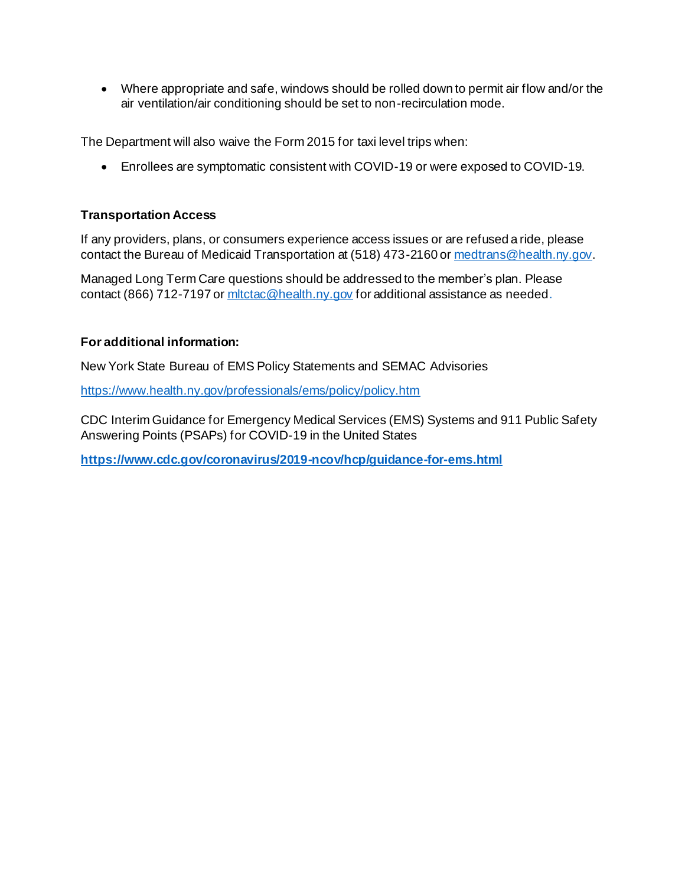- Where appropriate and safe, windows should be rolled down to permit air flow and/or the air ventilation/air conditioning should be set to non-recirculation mode.

The Department will also waive the Form 2015 for taxi level trips when:

- Enrollees are symptomatic consistent with COVID-19 or were exposed to COVID-19.

**Transportation Access**

If any providers, plans, or consumers experience access issues or are refused a ride, please contact the Bureau of Medicaid Transportation at (518) 473-2160 or medtrans@health.ny.gov.

Managed Long Term Care questions should be addressed to the member's plan. Please contact (866) 712-7197 or mltctac@health.ny.gov for additional assistance as needed.

**For additional information:**

New York State Bureau of EMS Policy Statements and SEMAC Advisories

https://www.health.ny.gov/professionals/ems/policy/policy.htm

CDC Interim Guidance for Emergency Medical Services (EMS) Systems and 911 Public Safety Answering Points (PSAPs) for COVID-19 in the United States

**https://www.cdc.gov/coronavirus/2019-ncov/hcp/guidance-for-ems.html**